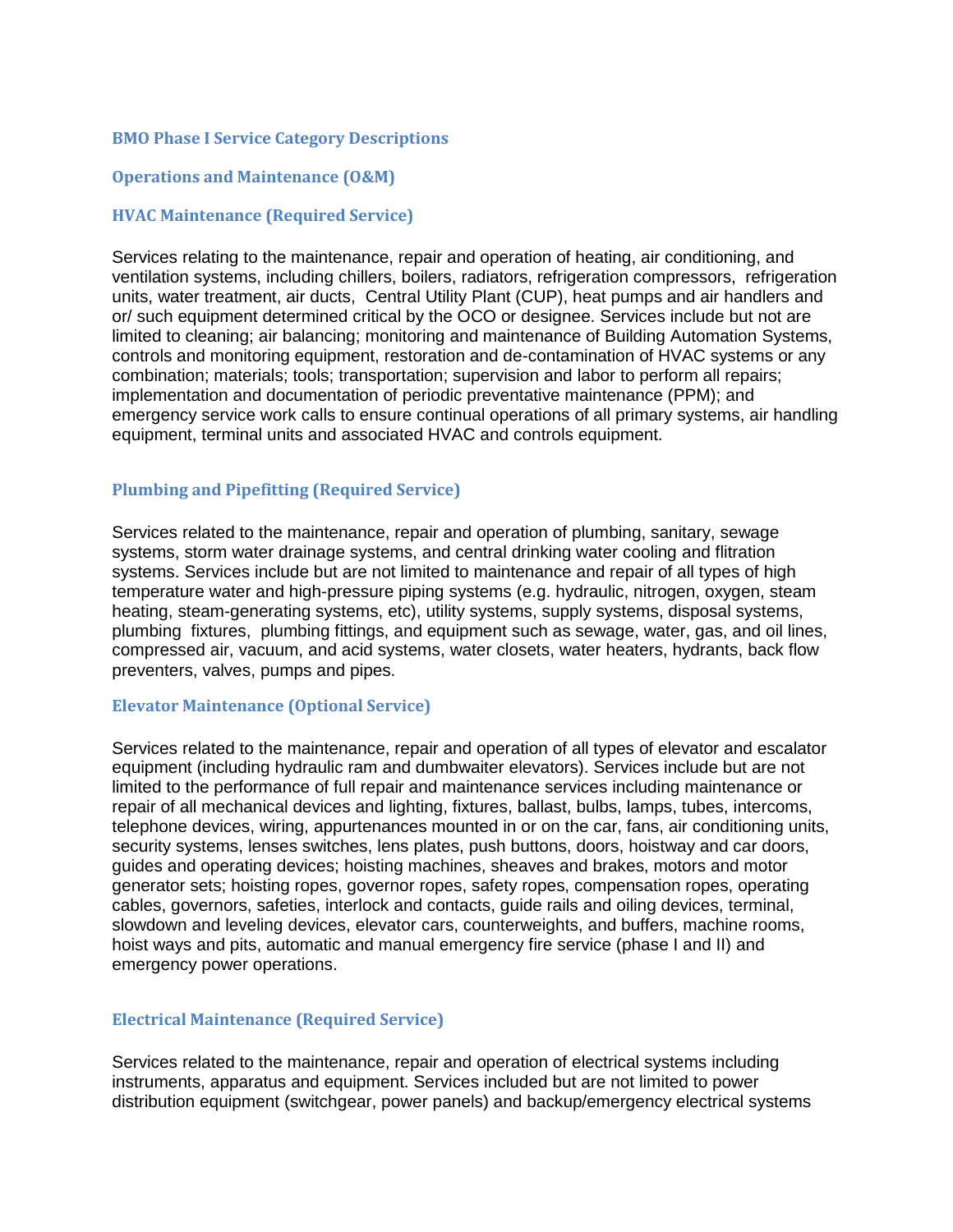# BMO Phase I Service Category Descriptions

## Operations and Maintenance (O&M)

### HVAC Maintenance (Required Service)

Services relating to the maintenance, repair and operation of heating, air conditioning, and ventilation systems, including chillers, boilers, radiators, refrigeration compressors, refrigeration units, water treatment, air ducts, Central Utility Plant (CUP), heat pumps and air handlers and or/ such equipment determined critical by the OCO or designee. Services include but not are limited to cleaning; air balancing; monitoring and maintenance of Building Automation Systems, controls and monitoring equipment, restoration and de-contamination of HVAC systems or any combination; materials; tools; transportation; supervision and labor to perform all repairs; implementation and documentation of periodic preventative maintenance (PPM); and emergency service work calls to ensure continual operations of all primary systems, air handling equipment, terminal units and associated HVAC and controls equipment.

### Plumbing and Pipefitting (Required Service)

Services related to the maintenance, repair and operation of plumbing, sanitary, sewage systems, storm water drainage systems, and central drinking water cooling and flitration systems. Services include but are not limited to maintenance and repair of all types of high temperature water and high-pressure piping systems (e.g. hydraulic, nitrogen, oxygen, steam heating, steam-generating systems, etc), utility systems, supply systems, disposal systems, plumbing fixtures, plumbing fittings, and equipment such as sewage, water, gas, and oil lines, compressed air, vacuum, and acid systems, water closets, water heaters, hydrants, back flow preventers, valves, pumps and pipes.

### Elevator Maintenance (Optional Service)

Services related to the maintenance, repair and operation of all types of elevator and escalator equipment (including hydraulic ram and dumbwaiter elevators). Services include but are not limited to the performance of full repair and maintenance services including maintenance or repair of all mechanical devices and lighting, fixtures, ballast, bulbs, lamps, tubes, intercoms, telephone devices, wiring, appurtenances mounted in or on the car, fans, air conditioning units, security systems, lenses switches, lens plates, push buttons, doors, hoistway and car doors, guides and operating devices; hoisting machines, sheaves and brakes, motors and motor generator sets; hoisting ropes, governor ropes, safety ropes, compensation ropes, operating cables, governors, safeties, interlock and contacts, guide rails and oiling devices, terminal, slowdown and leveling devices, elevator cars, counterweights, and buffers, machine rooms, hoist ways and pits, automatic and manual emergency fire service (phase I and II) and emergency power operations.

### Electrical Maintenance (Required Service)

Services related to the maintenance, repair and operation of electrical systems including instruments, apparatus and equipment. Services included but are not limited to power distribution equipment (switchgear, power panels) and backup/emergency electrical systems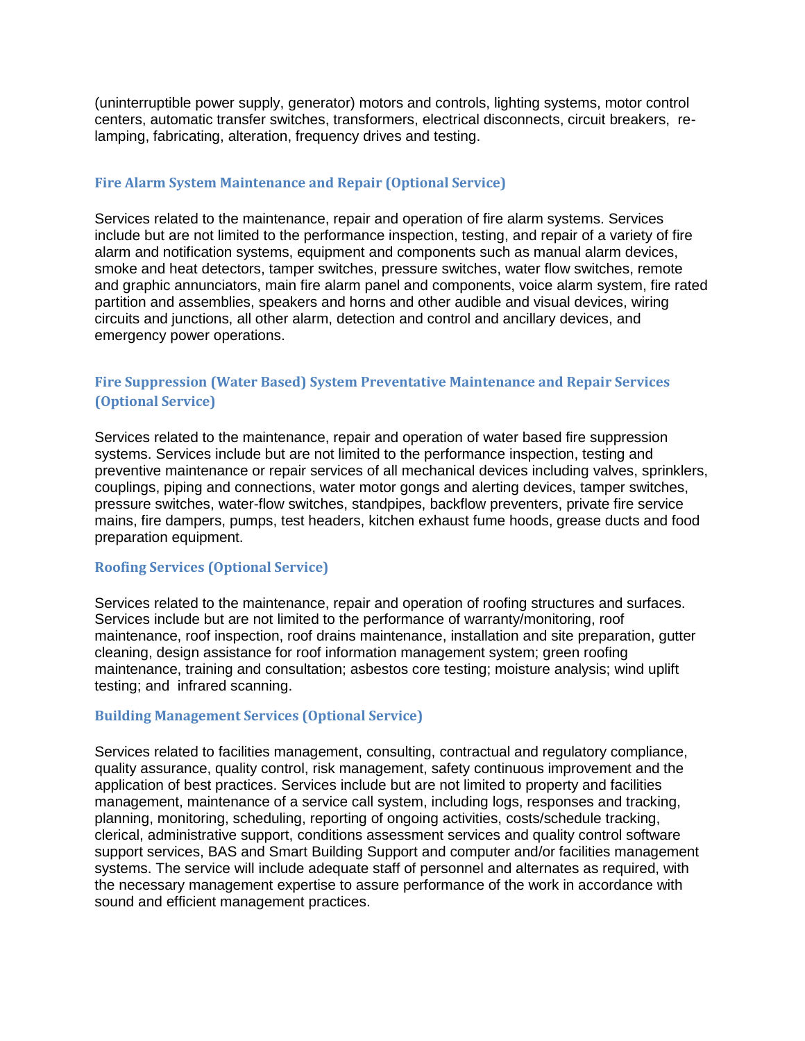(uninterruptible power supply, generator) motors and controls, lighting systems, motor control centers, automatic transfer switches, transformers, electrical disconnects, circuit breakers, re-lamping, fabricating, alteration, frequency drives and testing.

### Fire Alarm System Maintenance and Repair (Optional Service)

Services related to the maintenance, repair and operation of fire alarm systems. Services include but are not limited to the performance inspection, testing, and repair of a variety of fire alarm and notification systems, equipment and components such as manual alarm devices, smoke and heat detectors, tamper switches, pressure switches, water flow switches, remote and graphic annunciators, main fire alarm panel and components, voice alarm system, fire rated partition and assemblies, speakers and horns and other audible and visual devices, wiring circuits and junctions, all other alarm, detection and control and ancillary devices, and emergency power operations.

### Fire Suppression (Water Based) System Preventative Maintenance and Repair Services (Optional Service)

Services related to the maintenance, repair and operation of water based fire suppression systems. Services include but are not limited to the performance inspection, testing and preventive maintenance or repair services of all mechanical devices including valves, sprinklers, couplings, piping and connections, water motor gongs and alerting devices, tamper switches, pressure switches, water-flow switches, standpipes, backflow preventers, private fire service mains, fire dampers, pumps, test headers, kitchen exhaust fume hoods, grease ducts and food preparation equipment.

### Roofing Services (Optional Service)

Services related to the maintenance, repair and operation of roofing structures and surfaces. Services include but are not limited to the performance of warranty/monitoring, roof maintenance, roof inspection, roof drains maintenance, installation and site preparation, gutter cleaning, design assistance for roof information management system; green roofing maintenance, training and consultation; asbestos core testing; moisture analysis; wind uplift testing; and infrared scanning.

### Building Management Services (Optional Service)

Services related to facilities management, consulting, contractual and regulatory compliance, quality assurance, quality control, risk management, safety continuous improvement and the application of best practices. Services include but are not limited to property and facilities management, maintenance of a service call system, including logs, responses and tracking, planning, monitoring, scheduling, reporting of ongoing activities, costs/schedule tracking, clerical, administrative support, conditions assessment services and quality control software support services, BAS and Smart Building Support and computer and/or facilities management systems. The service will include adequate staff of personnel and alternates as required, with the necessary management expertise to assure performance of the work in accordance with sound and efficient management practices.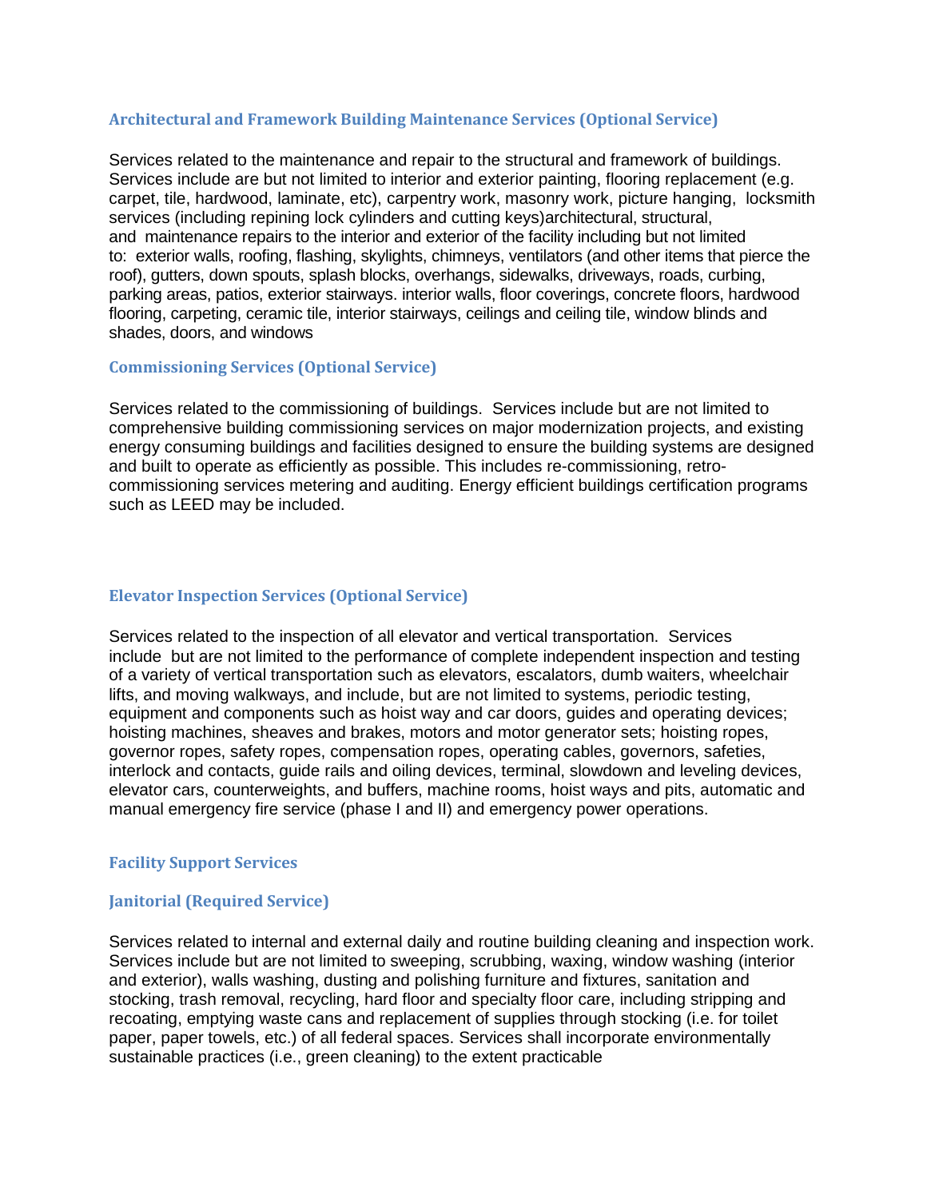### Architectural and Framework Building Maintenance Services (Optional Service)

Services related to the maintenance and repair to the structural and framework of buildings. Services include are but not limited to interior and exterior painting, flooring replacement (e.g. carpet, tile, hardwood, laminate, etc), carpentry work, masonry work, picture hanging, locksmith services (including repining lock cylinders and cutting keys)architectural, structural, and maintenance repairs to the interior and exterior of the facility including but not limited to: exterior walls, roofing, flashing, skylights, chimneys, ventilators (and other items that pierce the roof), gutters, down spouts, splash blocks, overhangs, sidewalks, driveways, roads, curbing, parking areas, patios, exterior stairways. interior walls, floor coverings, concrete floors, hardwood flooring, carpeting, ceramic tile, interior stairways, ceilings and ceiling tile, window blinds and shades, doors, and windows

### Commissioning Services (Optional Service)

Services related to the commissioning of buildings. Services include but are not limited to comprehensive building commissioning services on major modernization projects, and existing energy consuming buildings and facilities designed to ensure the building systems are designed and built to operate as efficiently as possible. This includes re-commissioning, retro-commissioning services metering and auditing. Energy efficient buildings certification programs such as LEED may be included.

### Elevator Inspection Services (Optional Service)

Services related to the inspection of all elevator and vertical transportation. Services include but are not limited to the performance of complete independent inspection and testing of a variety of vertical transportation such as elevators, escalators, dumb waiters, wheelchair lifts, and moving walkways, and include, but are not limited to systems, periodic testing, equipment and components such as hoist way and car doors, guides and operating devices; hoisting machines, sheaves and brakes, motors and motor generator sets; hoisting ropes, governor ropes, safety ropes, compensation ropes, operating cables, governors, safeties, interlock and contacts, guide rails and oiling devices, terminal, slowdown and leveling devices, elevator cars, counterweights, and buffers, machine rooms, hoist ways and pits, automatic and manual emergency fire service (phase I and II) and emergency power operations.

### Facility Support Services

### Janitorial (Required Service)

Services related to internal and external daily and routine building cleaning and inspection work. Services include but are not limited to sweeping, scrubbing, waxing, window washing (interior and exterior), walls washing, dusting and polishing furniture and fixtures, sanitation and stocking, trash removal, recycling, hard floor and specialty floor care, including stripping and recoating, emptying waste cans and replacement of supplies through stocking (i.e. for toilet paper, paper towels, etc.) of all federal spaces. Services shall incorporate environmentally sustainable practices (i.e., green cleaning) to the extent practicable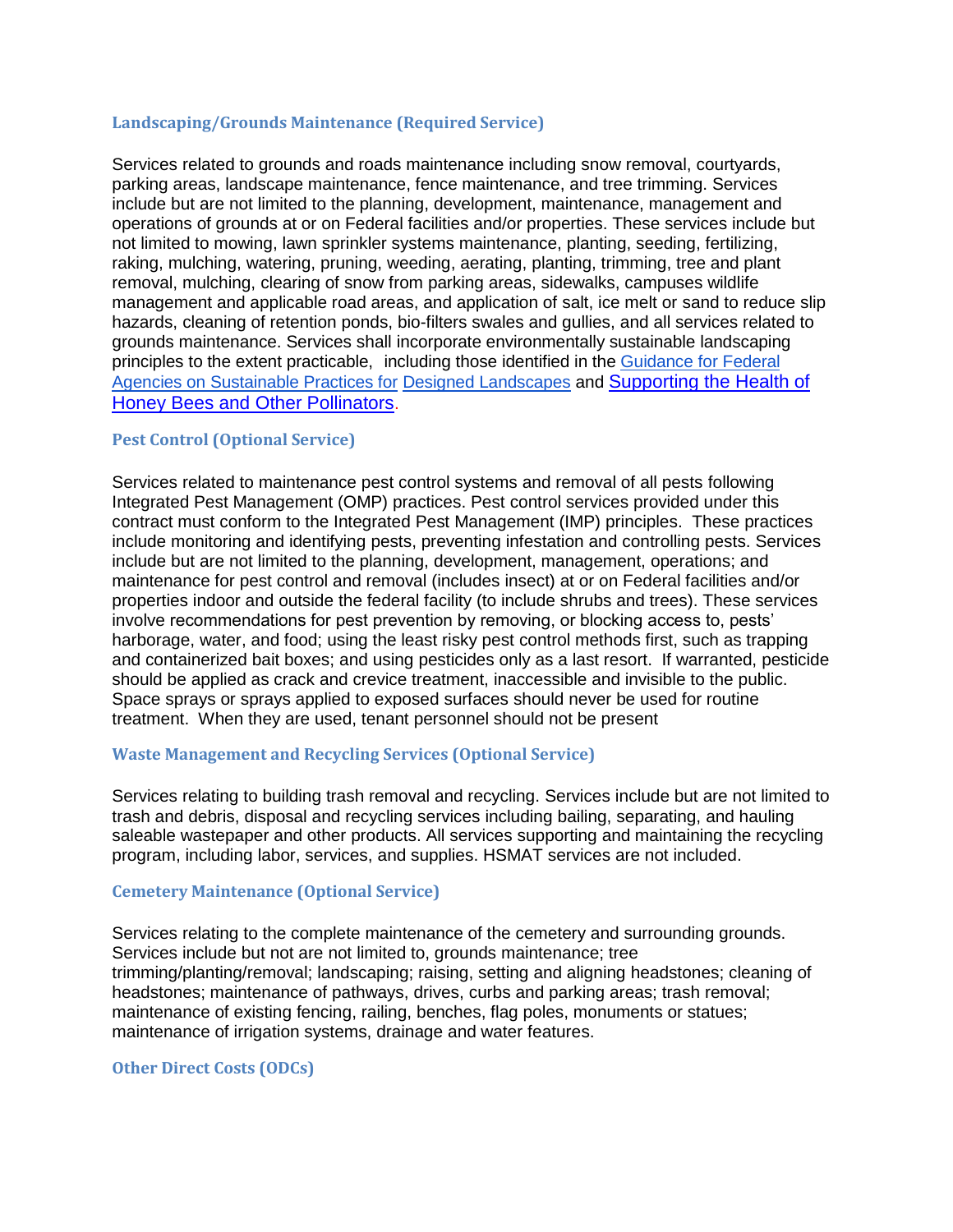### Landscaping/Grounds Maintenance (Required Service)

Services related to grounds and roads maintenance including snow removal, courtyards, parking areas, landscape maintenance, fence maintenance, and tree trimming. Services include but are not limited to the planning, development, maintenance, management and operations of grounds at or on Federal facilities and/or properties. These services include but not limited to mowing, lawn sprinkler systems maintenance, planting, seeding, fertilizing, raking, mulching, watering, pruning, weeding, aerating, planting, trimming, tree and plant removal, mulching, clearing of snow from parking areas, sidewalks, campuses wildlife management and applicable road areas, and application of salt, ice melt or sand to reduce slip hazards, cleaning of retention ponds, bio-filters swales and gullies, and all services related to grounds maintenance. Services shall incorporate environmentally sustainable landscaping principles to the extent practicable, including those identified in the Guidance for Federal Agencies on Sustainable Practices for Designed Landscapes and Supporting the Health of Honey Bees and Other Pollinators.

### Pest Control (Optional Service)

Services related to maintenance pest control systems and removal of all pests following Integrated Pest Management (OMP) practices. Pest control services provided under this contract must conform to the Integrated Pest Management (IMP) principles. These practices include monitoring and identifying pests, preventing infestation and controlling pests. Services include but are not limited to the planning, development, management, operations; and maintenance for pest control and removal (includes insect) at or on Federal facilities and/or properties indoor and outside the federal facility (to include shrubs and trees). These services involve recommendations for pest prevention by removing, or blocking access to, pests' harborage, water, and food; using the least risky pest control methods first, such as trapping and containerized bait boxes; and using pesticides only as a last resort. If warranted, pesticide should be applied as crack and crevice treatment, inaccessible and invisible to the public. Space sprays or sprays applied to exposed surfaces should never be used for routine treatment. When they are used, tenant personnel should not be present

### Waste Management and Recycling Services (Optional Service)

Services relating to building trash removal and recycling. Services include but are not limited to trash and debris, disposal and recycling services including bailing, separating, and hauling saleable wastepaper and other products. All services supporting and maintaining the recycling program, including labor, services, and supplies. HSMAT services are not included.

### Cemetery Maintenance (Optional Service)

Services relating to the complete maintenance of the cemetery and surrounding grounds. Services include but not are not limited to, grounds maintenance; tree trimming/planting/removal; landscaping; raising, setting and aligning headstones; cleaning of headstones; maintenance of pathways, drives, curbs and parking areas; trash removal; maintenance of existing fencing, railing, benches, flag poles, monuments or statues; maintenance of irrigation systems, drainage and water features.

### Other Direct Costs (ODCs)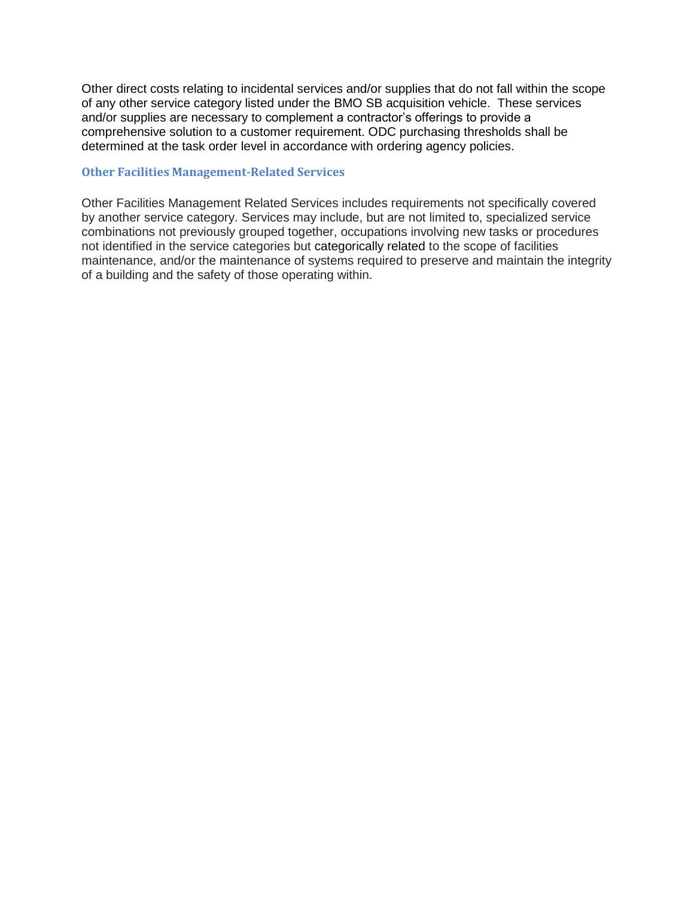Other direct costs relating to incidental services and/or supplies that do not fall within the scope of any other service category listed under the BMO SB acquisition vehicle. These services and/or supplies are necessary to complement a contractor's offerings to provide a comprehensive solution to a customer requirement. ODC purchasing thresholds shall be determined at the task order level in accordance with ordering agency policies.

### Other Facilities Management-Related Services

Other Facilities Management Related Services includes requirements not specifically covered by another service category. Services may include, but are not limited to, specialized service combinations not previously grouped together, occupations involving new tasks or procedures not identified in the service categories but categorically related to the scope of facilities maintenance, and/or the maintenance of systems required to preserve and maintain the integrity of a building and the safety of those operating within.